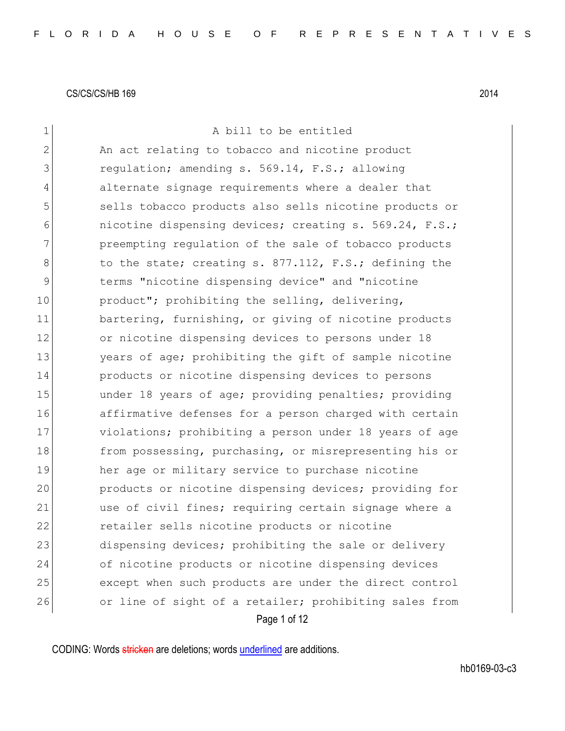CS/CS/CS/HB 169 2014

A bill to be entitled

An act relating to tobacco and nicotine product regulation; amending s. 569.14, F.S.; allowing alternate signage requirements where a dealer that sells tobacco products also sells nicotine products or nicotine dispensing devices; creating s. 569.24, F.S.; preempting regulation of the sale of tobacco products to the state; creating s. 877.112, F.S.; defining the terms "nicotine dispensing device" and "nicotine product"; prohibiting the selling, delivering, bartering, furnishing, or giving of nicotine products or nicotine dispensing devices to persons under 18 years of age; prohibiting the gift of sample nicotine products or nicotine dispensing devices to persons under 18 years of age; providing penalties; providing affirmative defenses for a person charged with certain violations; prohibiting a person under 18 years of age from possessing, purchasing, or misrepresenting his or her age or military service to purchase nicotine products or nicotine dispensing devices; providing for use of civil fines; requiring certain signage where a retailer sells nicotine products or nicotine dispensing devices; prohibiting the sale or delivery of nicotine products or nicotine dispensing devices except when such products are under the direct control or line of sight of a retailer; prohibiting sales from

CODING: Words stricken are deletions; words underlined are additions.

hb0169-03-c3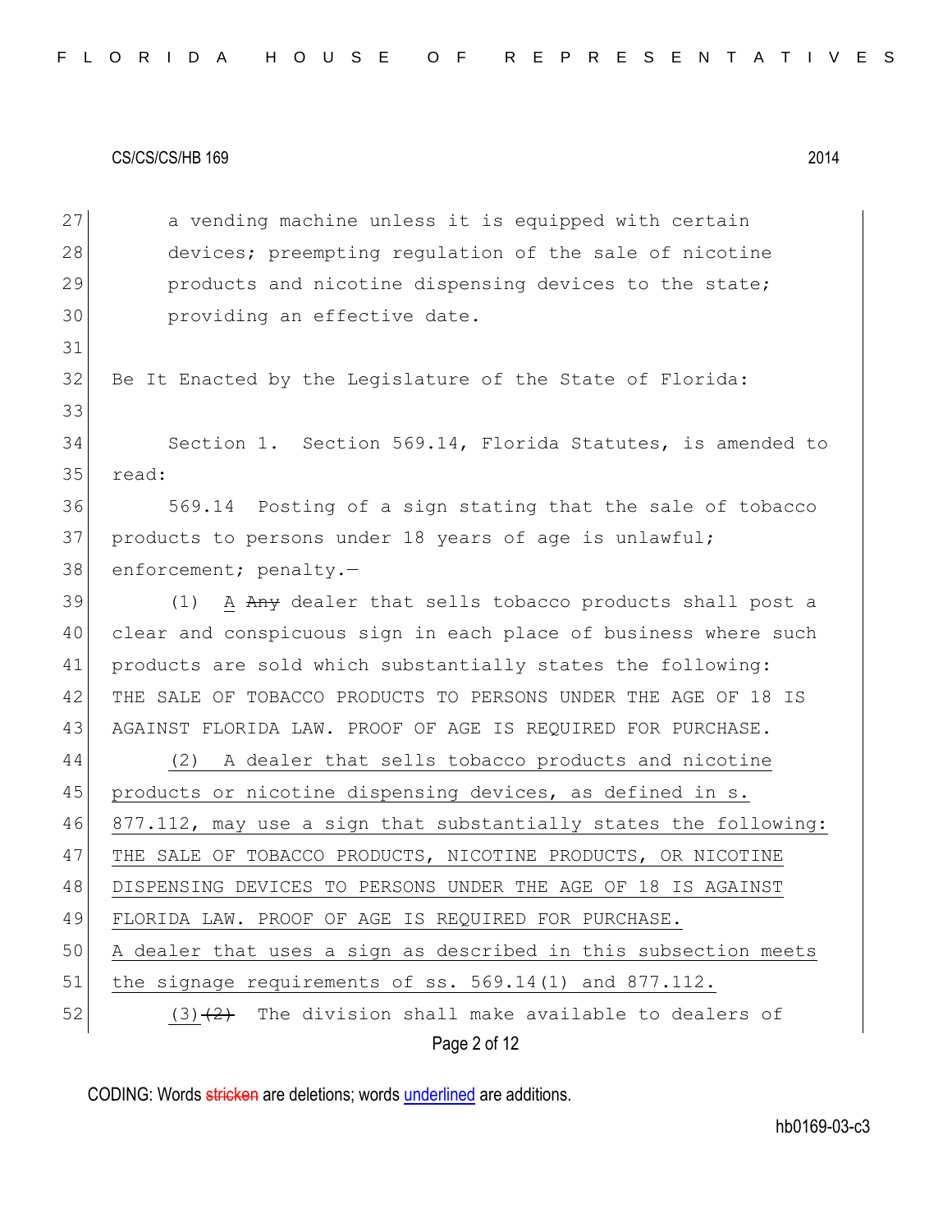a vending machine unless it is equipped with certain devices; preempting regulation of the sale of nicotine products and nicotine dispensing devices to the state; providing an effective date.

Be It Enacted by the Legislature of the State of Florida:

Section 1. Section 569.14, Florida Statutes, is amended to read:

569.14 Posting of a sign stating that the sale of tobacco products to persons under 18 years of age is unlawful; enforcement; penalty.—

(1) A ~~Any~~ dealer that sells tobacco products shall post a clear and conspicuous sign in each place of business where such products are sold which substantially states the following: THE SALE OF TOBACCO PRODUCTS TO PERSONS UNDER THE AGE OF 18 IS AGAINST FLORIDA LAW. PROOF OF AGE IS REQUIRED FOR PURCHASE.

(2) A dealer that sells tobacco products and nicotine products or nicotine dispensing devices, as defined in s. 877.112, may use a sign that substantially states the following: THE SALE OF TOBACCO PRODUCTS, NICOTINE PRODUCTS, OR NICOTINE DISPENSING DEVICES TO PERSONS UNDER THE AGE OF 18 IS AGAINST FLORIDA LAW. PROOF OF AGE IS REQUIRED FOR PURCHASE.
A dealer that uses a sign as described in this subsection meets the signage requirements of ss. 569.14(1) and 877.112.

(3)~~(2)~~ The division shall make available to dealers of

CODING: Words ~~stricken~~ are deletions; words underlined are additions.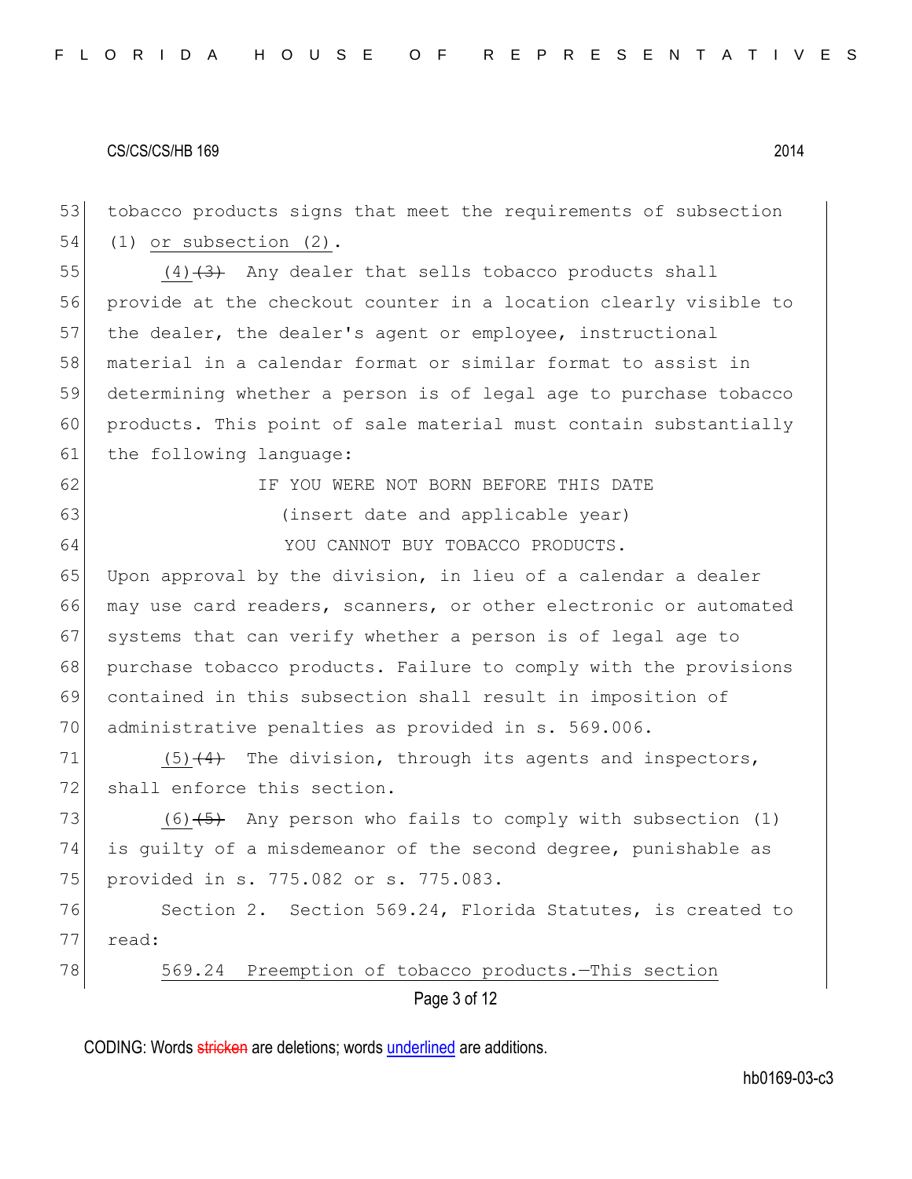53 tobacco products signs that meet the requirements of subsection
54 (1) <u>or subsection (2)</u>.

55 <u>(4)</u>~~(3)~~ Any dealer that sells tobacco products shall
56 provide at the checkout counter in a location clearly visible to
57 the dealer, the dealer's agent or employee, instructional
58 material in a calendar format or similar format to assist in
59 determining whether a person is of legal age to purchase tobacco
60 products. This point of sale material must contain substantially
61 the following language:

62 IF YOU WERE NOT BORN BEFORE THIS DATE
63 (insert date and applicable year)
64 YOU CANNOT BUY TOBACCO PRODUCTS.

65 Upon approval by the division, in lieu of a calendar a dealer
66 may use card readers, scanners, or other electronic or automated
67 systems that can verify whether a person is of legal age to
68 purchase tobacco products. Failure to comply with the provisions
69 contained in this subsection shall result in imposition of
70 administrative penalties as provided in s. 569.006.

71 <u>(5)</u>~~(4)~~ The division, through its agents and inspectors,
72 shall enforce this section.

73 <u>(6)</u>~~(5)~~ Any person who fails to comply with subsection (1)
74 is guilty of a misdemeanor of the second degree, punishable as
75 provided in s. 775.082 or s. 775.083.

76 Section 2. Section 569.24, Florida Statutes, is created to
77 read:

78 <u>569.24 Preemption of tobacco products.—This section</u>

CODING: Words ~~stricken~~ are deletions; words <u>underlined</u> are additions.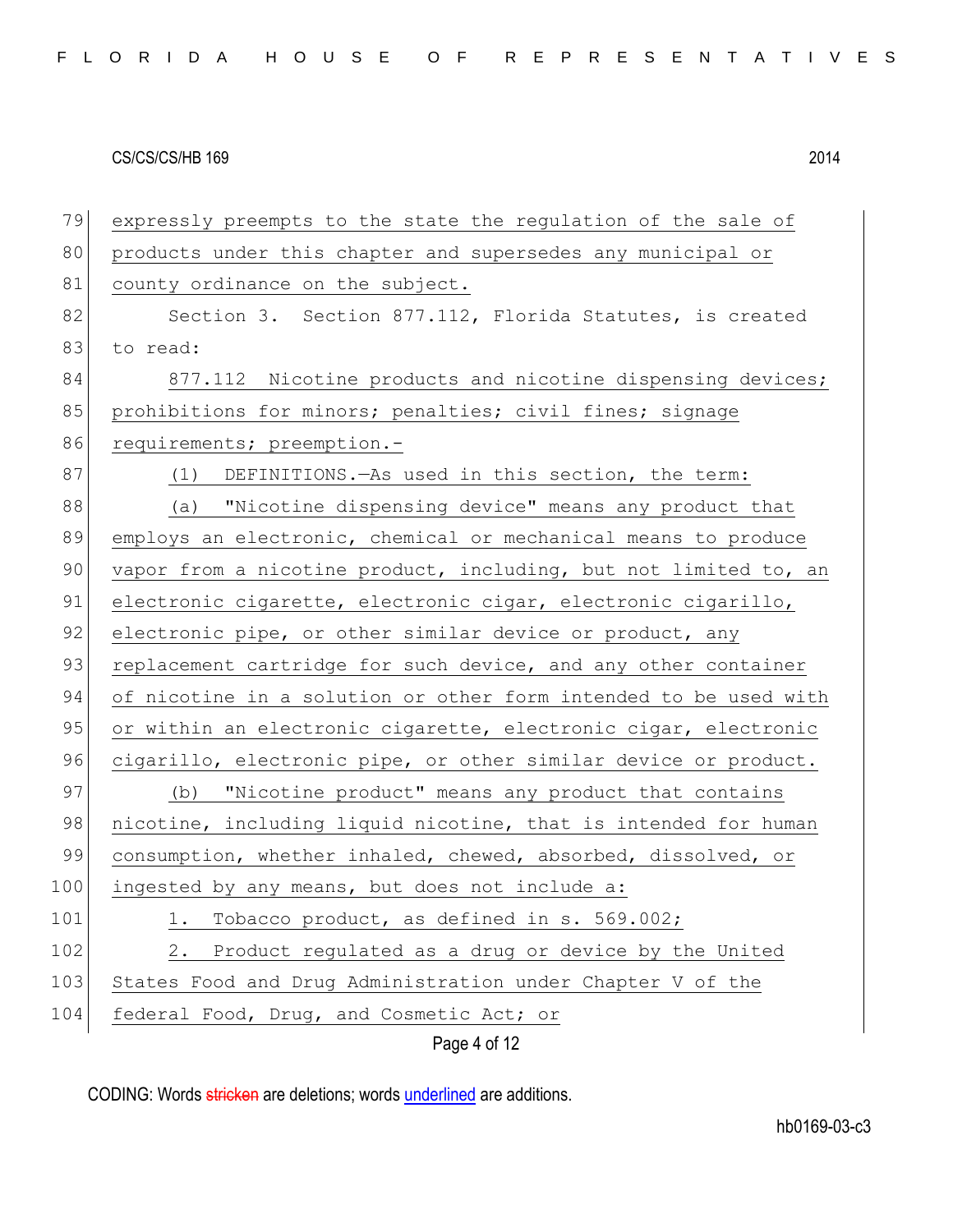expressly preempts to the state the regulation of the sale of products under this chapter and supersedes any municipal or county ordinance on the subject.

Section 3. Section 877.112, Florida Statutes, is created to read:

877.112 Nicotine products and nicotine dispensing devices; prohibitions for minors; penalties; civil fines; signage requirements; preemption.—

(1) DEFINITIONS.—As used in this section, the term:

(a) "Nicotine dispensing device" means any product that employs an electronic, chemical or mechanical means to produce vapor from a nicotine product, including, but not limited to, an electronic cigarette, electronic cigar, electronic cigarillo, electronic pipe, or other similar device or product, any replacement cartridge for such device, and any other container of nicotine in a solution or other form intended to be used with or within an electronic cigarette, electronic cigar, electronic cigarillo, electronic pipe, or other similar device or product.

(b) "Nicotine product" means any product that contains nicotine, including liquid nicotine, that is intended for human consumption, whether inhaled, chewed, absorbed, dissolved, or ingested by any means, but does not include a:

1. Tobacco product, as defined in s. 569.002;

2. Product regulated as a drug or device by the United States Food and Drug Administration under Chapter V of the federal Food, Drug, and Cosmetic Act; or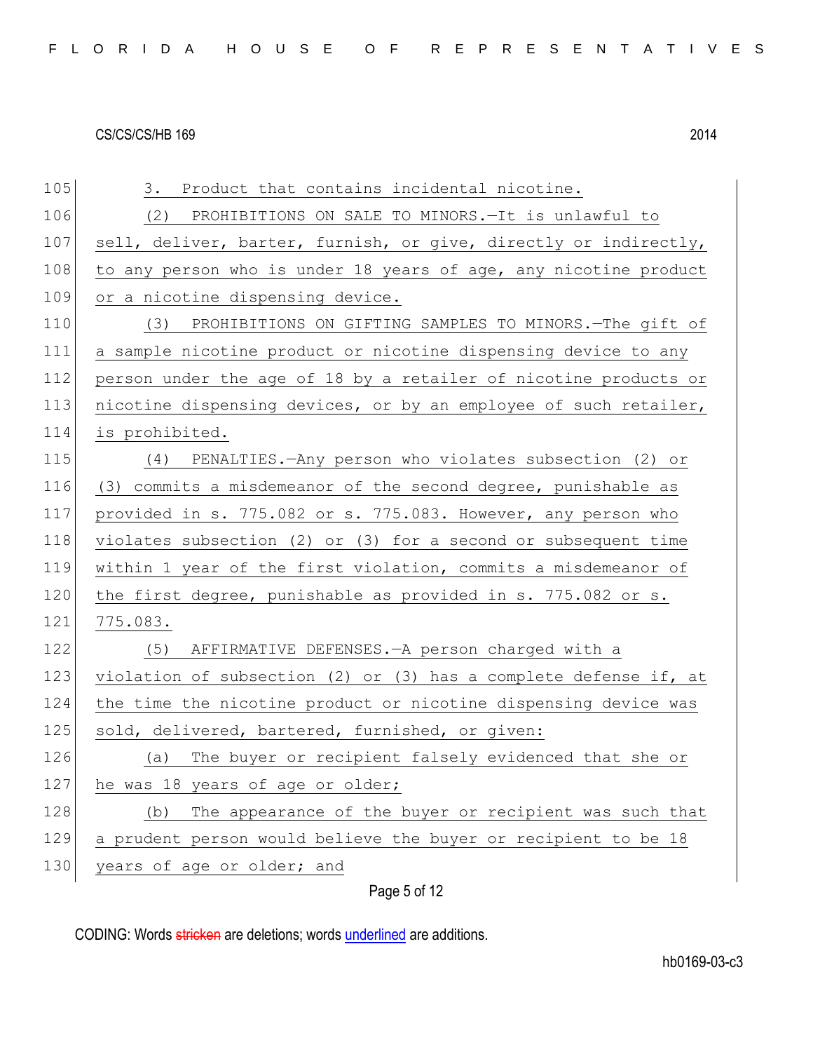3. Product that contains incidental nicotine.

(2) PROHIBITIONS ON SALE TO MINORS.—It is unlawful to sell, deliver, barter, furnish, or give, directly or indirectly, to any person who is under 18 years of age, any nicotine product or a nicotine dispensing device.

(3) PROHIBITIONS ON GIFTING SAMPLES TO MINORS.—The gift of a sample nicotine product or nicotine dispensing device to any person under the age of 18 by a retailer of nicotine products or nicotine dispensing devices, or by an employee of such retailer, is prohibited.

(4) PENALTIES.—Any person who violates subsection (2) or (3) commits a misdemeanor of the second degree, punishable as provided in s. 775.082 or s. 775.083. However, any person who violates subsection (2) or (3) for a second or subsequent time within 1 year of the first violation, commits a misdemeanor of the first degree, punishable as provided in s. 775.082 or s. 775.083.

(5) AFFIRMATIVE DEFENSES.—A person charged with a violation of subsection (2) or (3) has a complete defense if, at the time the nicotine product or nicotine dispensing device was sold, delivered, bartered, furnished, or given:

(a) The buyer or recipient falsely evidenced that she or he was 18 years of age or older;

(b) The appearance of the buyer or recipient was such that a prudent person would believe the buyer or recipient to be 18 years of age or older; and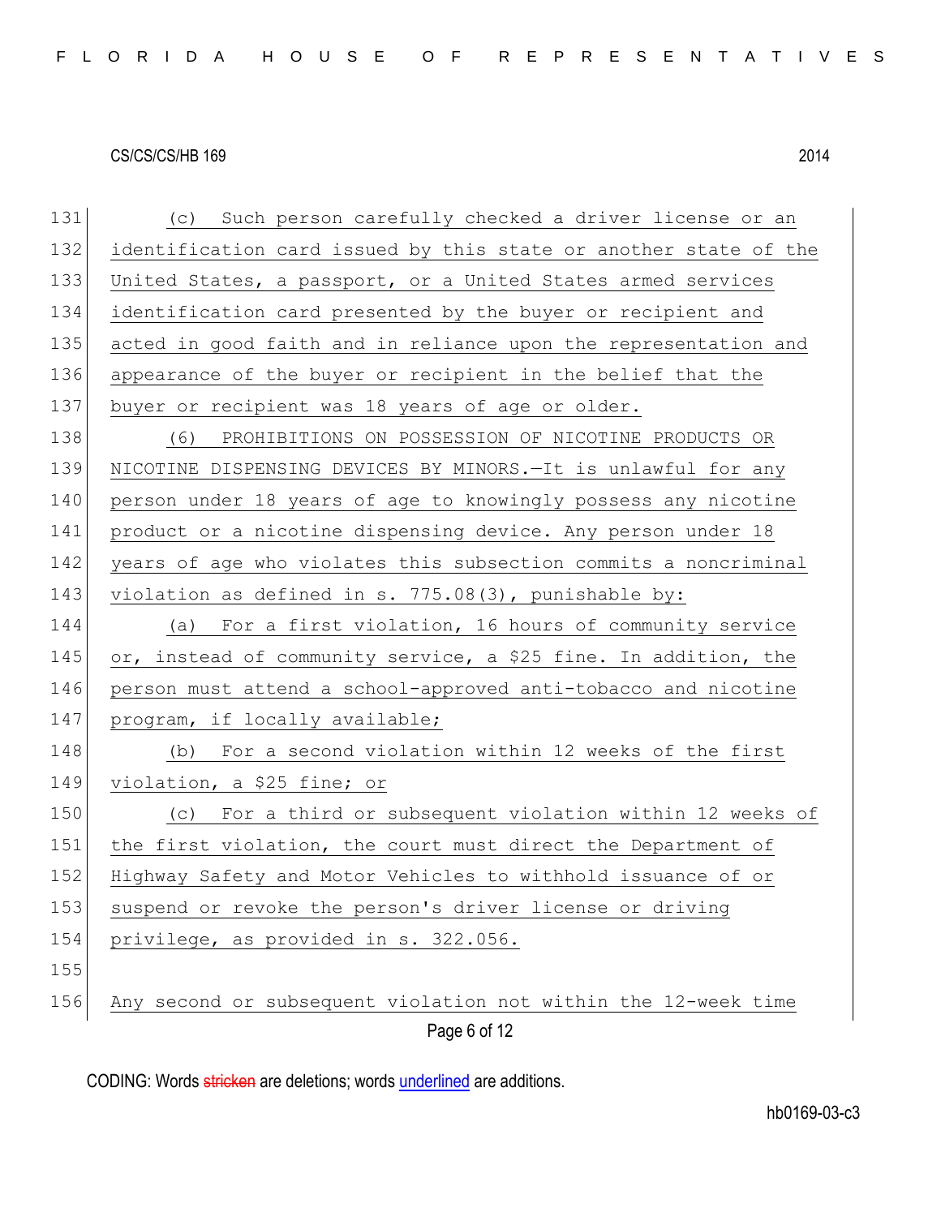131 (c) Such person carefully checked a driver license or an
132 identification card issued by this state or another state of the
133 United States, a passport, or a United States armed services
134 identification card presented by the buyer or recipient and
135 acted in good faith and in reliance upon the representation and
136 appearance of the buyer or recipient in the belief that the
137 buyer or recipient was 18 years of age or older.

138 (6) PROHIBITIONS ON POSSESSION OF NICOTINE PRODUCTS OR
139 NICOTINE DISPENSING DEVICES BY MINORS.—It is unlawful for any
140 person under 18 years of age to knowingly possess any nicotine
141 product or a nicotine dispensing device. Any person under 18
142 years of age who violates this subsection commits a noncriminal
143 violation as defined in s. 775.08(3), punishable by:

144 (a) For a first violation, 16 hours of community service
145 or, instead of community service, a $25 fine. In addition, the
146 person must attend a school-approved anti-tobacco and nicotine
147 program, if locally available;

148 (b) For a second violation within 12 weeks of the first
149 violation, a $25 fine; or

150 (c) For a third or subsequent violation within 12 weeks of
151 the first violation, the court must direct the Department of
152 Highway Safety and Motor Vehicles to withhold issuance of or
153 suspend or revoke the person's driver license or driving
154 privilege, as provided in s. 322.056.

155

156 Any second or subsequent violation not within the 12-week time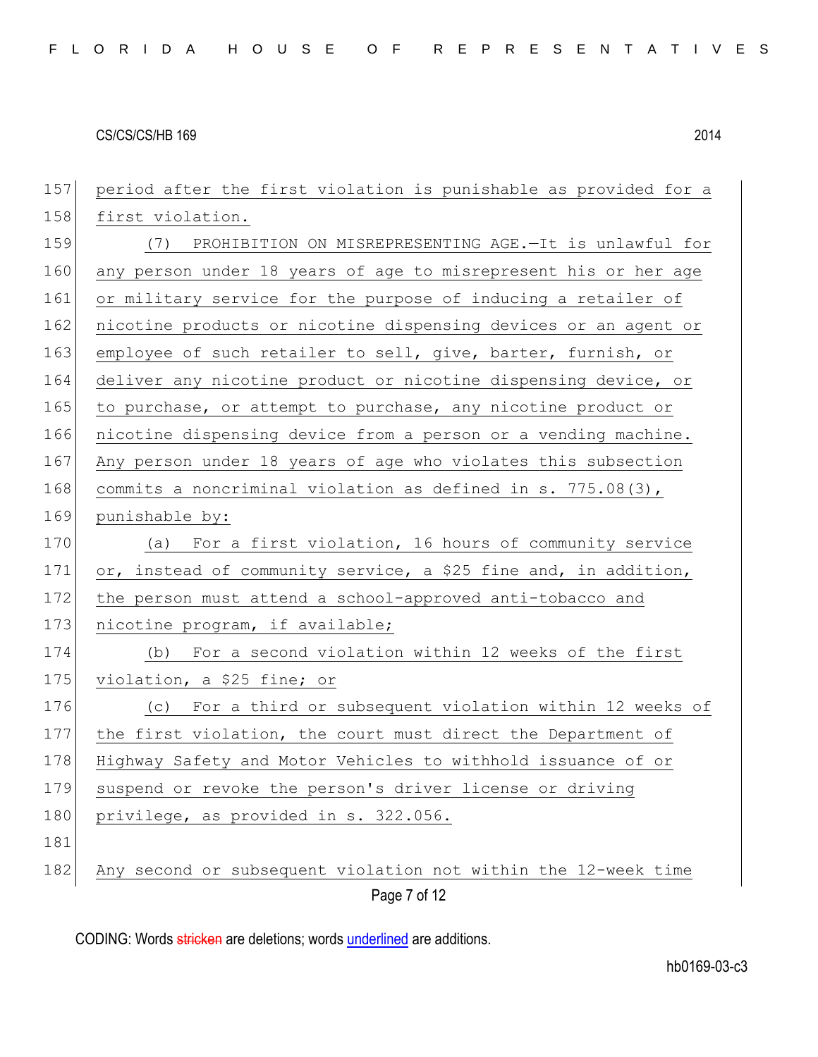period after the first violation is punishable as provided for a first violation.

(7) PROHIBITION ON MISREPRESENTING AGE.—It is unlawful for any person under 18 years of age to misrepresent his or her age or military service for the purpose of inducing a retailer of nicotine products or nicotine dispensing devices or an agent or employee of such retailer to sell, give, barter, furnish, or deliver any nicotine product or nicotine dispensing device, or to purchase, or attempt to purchase, any nicotine product or nicotine dispensing device from a person or a vending machine. Any person under 18 years of age who violates this subsection commits a noncriminal violation as defined in s. 775.08(3), punishable by:

(a) For a first violation, 16 hours of community service or, instead of community service, a $25 fine and, in addition, the person must attend a school-approved anti-tobacco and nicotine program, if available;

(b) For a second violation within 12 weeks of the first violation, a $25 fine; or

(c) For a third or subsequent violation within 12 weeks of the first violation, the court must direct the Department of Highway Safety and Motor Vehicles to withhold issuance of or suspend or revoke the person's driver license or driving privilege, as provided in s. 322.056.

Any second or subsequent violation not within the 12-week time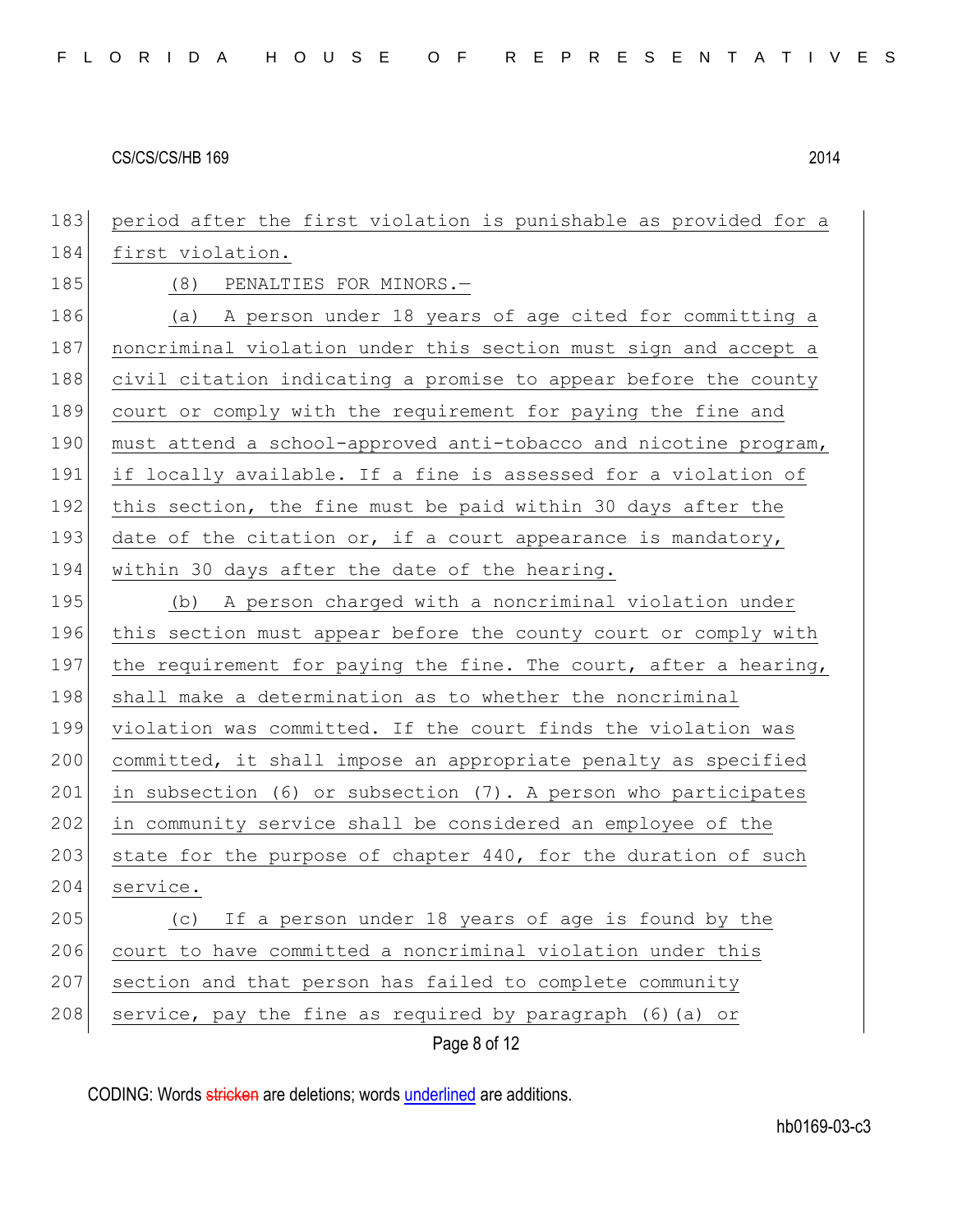period after the first violation is punishable as provided for a first violation.

(8) PENALTIES FOR MINORS.—

(a) A person under 18 years of age cited for committing a noncriminal violation under this section must sign and accept a civil citation indicating a promise to appear before the county court or comply with the requirement for paying the fine and must attend a school-approved anti-tobacco and nicotine program, if locally available. If a fine is assessed for a violation of this section, the fine must be paid within 30 days after the date of the citation or, if a court appearance is mandatory, within 30 days after the date of the hearing.

(b) A person charged with a noncriminal violation under this section must appear before the county court or comply with the requirement for paying the fine. The court, after a hearing, shall make a determination as to whether the noncriminal violation was committed. If the court finds the violation was committed, it shall impose an appropriate penalty as specified in subsection (6) or subsection (7). A person who participates in community service shall be considered an employee of the state for the purpose of chapter 440, for the duration of such service.

(c) If a person under 18 years of age is found by the court to have committed a noncriminal violation under this section and that person has failed to complete community service, pay the fine as required by paragraph (6)(a) or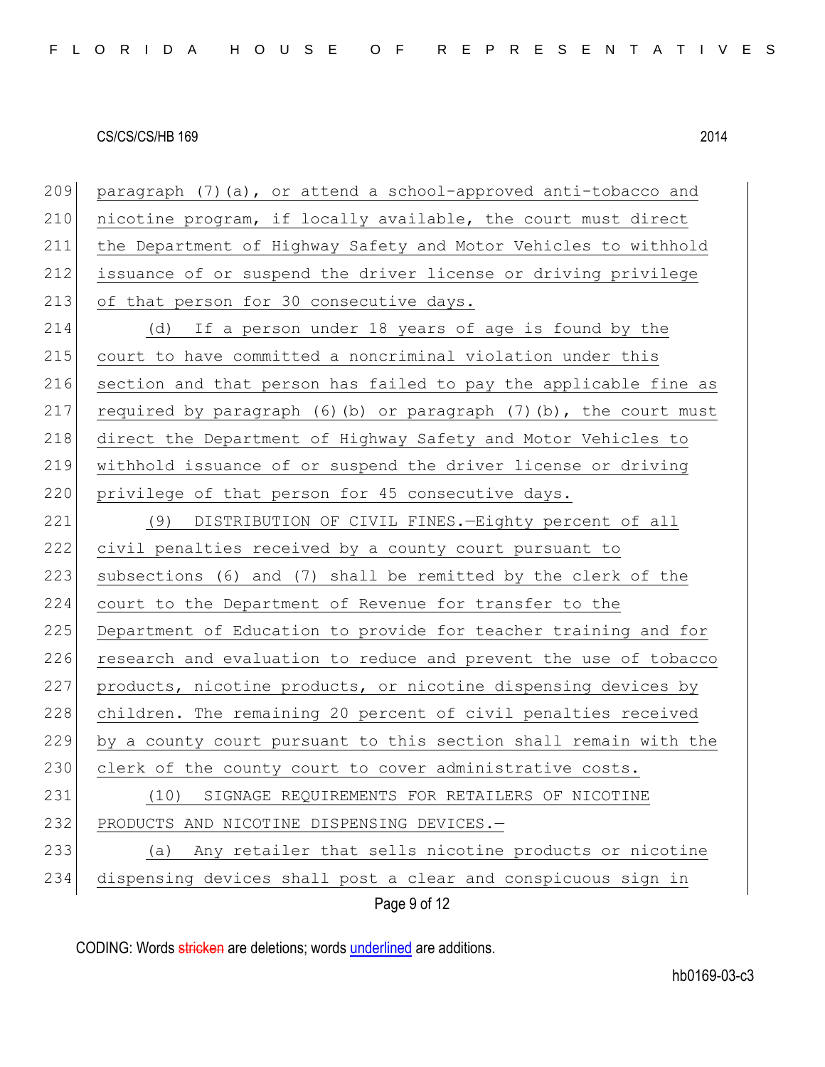paragraph (7)(a), or attend a school-approved anti-tobacco and nicotine program, if locally available, the court must direct the Department of Highway Safety and Motor Vehicles to withhold issuance of or suspend the driver license or driving privilege of that person for 30 consecutive days.

(d) If a person under 18 years of age is found by the court to have committed a noncriminal violation under this section and that person has failed to pay the applicable fine as required by paragraph (6)(b) or paragraph (7)(b), the court must direct the Department of Highway Safety and Motor Vehicles to withhold issuance of or suspend the driver license or driving privilege of that person for 45 consecutive days.

(9) DISTRIBUTION OF CIVIL FINES.—Eighty percent of all civil penalties received by a county court pursuant to subsections (6) and (7) shall be remitted by the clerk of the court to the Department of Revenue for transfer to the Department of Education to provide for teacher training and for research and evaluation to reduce and prevent the use of tobacco products, nicotine products, or nicotine dispensing devices by children. The remaining 20 percent of civil penalties received by a county court pursuant to this section shall remain with the clerk of the county court to cover administrative costs.

(10) SIGNAGE REQUIREMENTS FOR RETAILERS OF NICOTINE PRODUCTS AND NICOTINE DISPENSING DEVICES.—

(a) Any retailer that sells nicotine products or nicotine dispensing devices shall post a clear and conspicuous sign in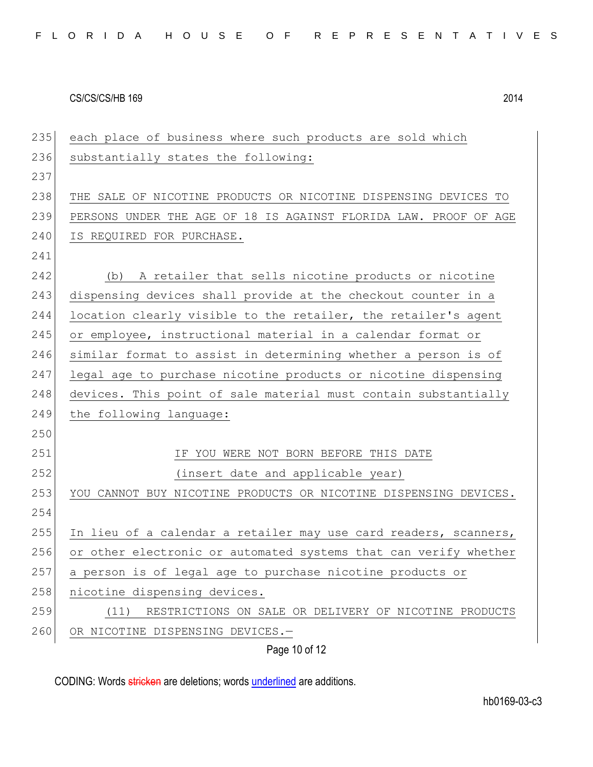CS/CS/CS/HB 169 2014

235 each place of business where such products are sold which
236 substantially states the following:
237
238 THE SALE OF NICOTINE PRODUCTS OR NICOTINE DISPENSING DEVICES TO
239 PERSONS UNDER THE AGE OF 18 IS AGAINST FLORIDA LAW. PROOF OF AGE
240 IS REQUIRED FOR PURCHASE.
241
242 (b) A retailer that sells nicotine products or nicotine
243 dispensing devices shall provide at the checkout counter in a
244 location clearly visible to the retailer, the retailer's agent
245 or employee, instructional material in a calendar format or
246 similar format to assist in determining whether a person is of
247 legal age to purchase nicotine products or nicotine dispensing
248 devices. This point of sale material must contain substantially
249 the following language:
250
251 IF YOU WERE NOT BORN BEFORE THIS DATE
252 (insert date and applicable year)
253 YOU CANNOT BUY NICOTINE PRODUCTS OR NICOTINE DISPENSING DEVICES.
254
255 In lieu of a calendar a retailer may use card readers, scanners,
256 or other electronic or automated systems that can verify whether
257 a person is of legal age to purchase nicotine products or
258 nicotine dispensing devices.
259 (11) RESTRICTIONS ON SALE OR DELIVERY OF NICOTINE PRODUCTS
260 OR NICOTINE DISPENSING DEVICES.—

CODING: Words stricken are deletions; words underlined are additions.

hb0169-03-c3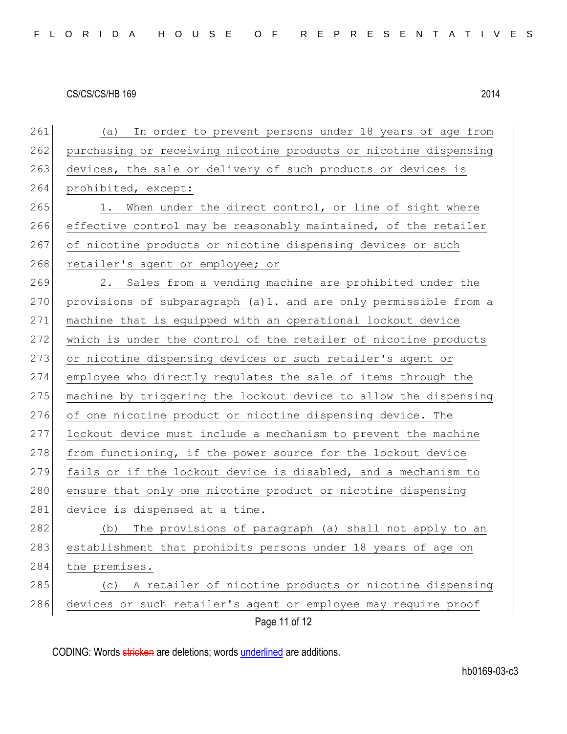(a) In order to prevent persons under 18 years of age from purchasing or receiving nicotine products or nicotine dispensing devices, the sale or delivery of such products or devices is prohibited, except:

1. When under the direct control, or line of sight where effective control may be reasonably maintained, of the retailer of nicotine products or nicotine dispensing devices or such retailer's agent or employee; or

2. Sales from a vending machine are prohibited under the provisions of subparagraph (a)1. and are only permissible from a machine that is equipped with an operational lockout device which is under the control of the retailer of nicotine products or nicotine dispensing devices or such retailer's agent or employee who directly regulates the sale of items through the machine by triggering the lockout device to allow the dispensing of one nicotine product or nicotine dispensing device. The lockout device must include a mechanism to prevent the machine from functioning, if the power source for the lockout device fails or if the lockout device is disabled, and a mechanism to ensure that only one nicotine product or nicotine dispensing device is dispensed at a time.

(b) The provisions of paragraph (a) shall not apply to an establishment that prohibits persons under 18 years of age on the premises.

(c) A retailer of nicotine products or nicotine dispensing devices or such retailer's agent or employee may require proof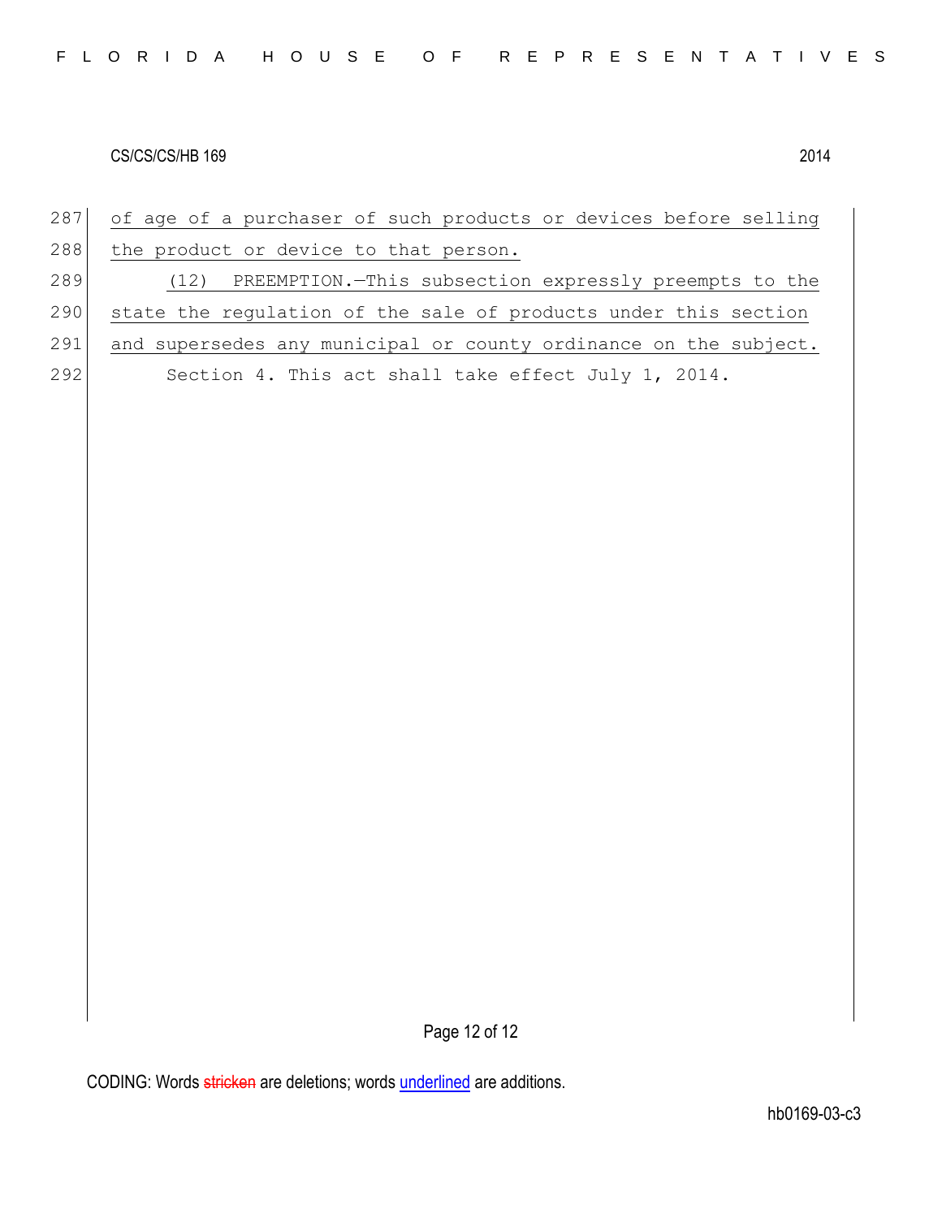of age of a purchaser of such products or devices before selling the product or device to that person.

(12) PREEMPTION.—This subsection expressly preempts to the state the regulation of the sale of products under this section and supersedes any municipal or county ordinance on the subject.

Section 4. This act shall take effect July 1, 2014.